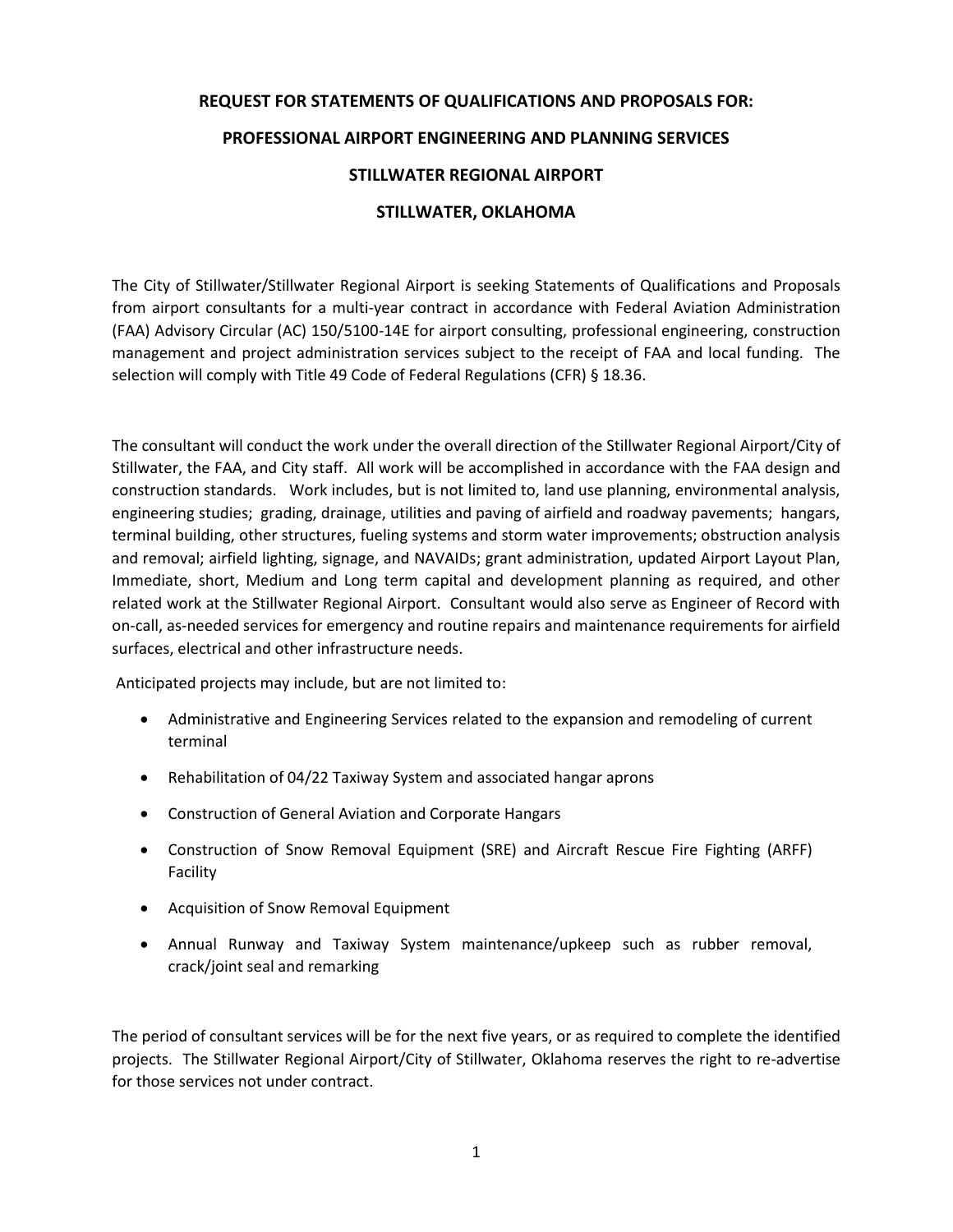# REQUEST FOR STATEMENTS OF QUALIFICATIONS AND PROPOSALS FOR:

# PROFESSIONAL AIRPORT ENGINEERING AND PLANNING SERVICES

# STILLWATER REGIONAL AIRPORT

# STILLWATER, OKLAHOMA

The City of Stillwater/Stillwater Regional Airport is seeking Statements of Qualifications and Proposals from airport consultants for a multi-year contract in accordance with Federal Aviation Administration (FAA) Advisory Circular (AC) 150/5100-14E for airport consulting, professional engineering, construction management and project administration services subject to the receipt of FAA and local funding. The selection will comply with Title 49 Code of Federal Regulations (CFR) § 18.36.

The consultant will conduct the work under the overall direction of the Stillwater Regional Airport/City of Stillwater, the FAA, and City staff. All work will be accomplished in accordance with the FAA design and construction standards. Work includes, but is not limited to, land use planning, environmental analysis, engineering studies; grading, drainage, utilities and paving of airfield and roadway pavements; hangars, terminal building, other structures, fueling systems and storm water improvements; obstruction analysis and removal; airfield lighting, signage, and NAVAIDs; grant administration, updated Airport Layout Plan, Immediate, short, Medium and Long term capital and development planning as required, and other related work at the Stillwater Regional Airport. Consultant would also serve as Engineer of Record with on-call, as-needed services for emergency and routine repairs and maintenance requirements for airfield surfaces, electrical and other infrastructure needs.

Anticipated projects may include, but are not limited to:

- Administrative and Engineering Services related to the expansion and remodeling of current terminal
- Rehabilitation of 04/22 Taxiway System and associated hangar aprons
- Construction of General Aviation and Corporate Hangars
- Construction of Snow Removal Equipment (SRE) and Aircraft Rescue Fire Fighting (ARFF) Facility
- Acquisition of Snow Removal Equipment
- Annual Runway and Taxiway System maintenance/upkeep such as rubber removal, crack/joint seal and remarking

The period of consultant services will be for the next five years, or as required to complete the identified projects. The Stillwater Regional Airport/City of Stillwater, Oklahoma reserves the right to re-advertise for those services not under contract.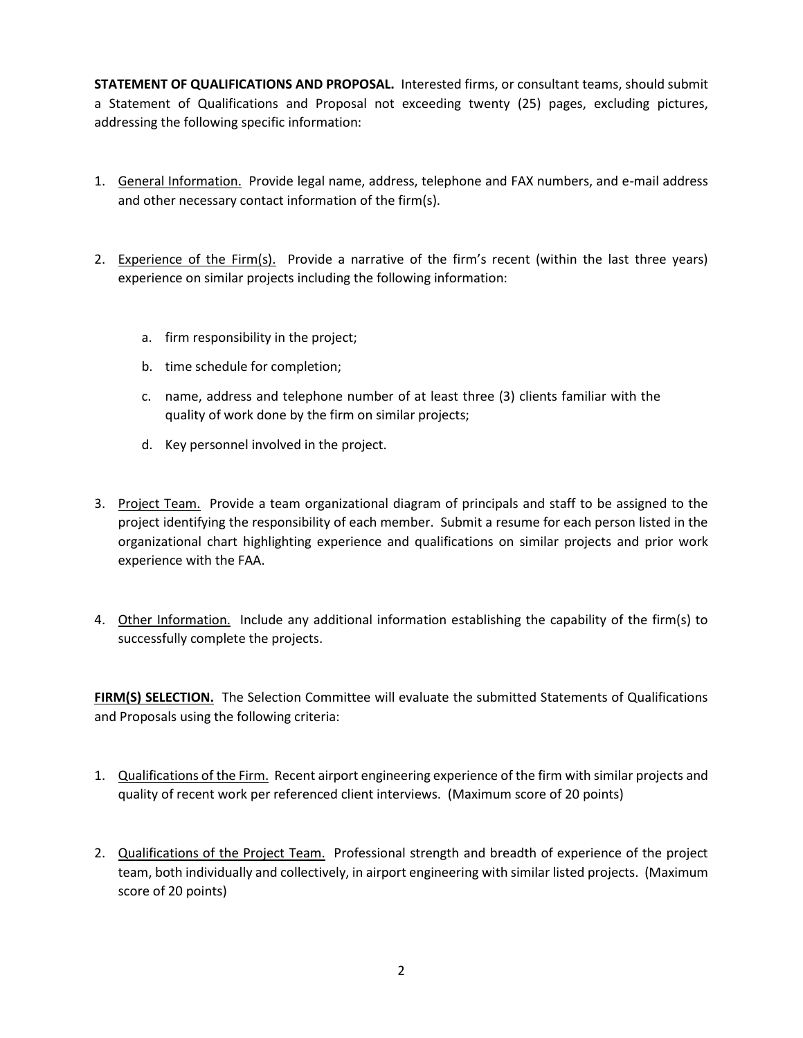**STATEMENT OF QUALIFICATIONS AND PROPOSAL.** Interested firms, or consultant teams, should submit a Statement of Qualifications and Proposal not exceeding twenty (25) pages, excluding pictures, addressing the following specific information:

1. General Information. Provide legal name, address, telephone and FAX numbers, and e-mail address and other necessary contact information of the firm(s).

2. Experience of the Firm(s). Provide a narrative of the firm's recent (within the last three years) experience on similar projects including the following information:

   a. firm responsibility in the project;

   b. time schedule for completion;

   c. name, address and telephone number of at least three (3) clients familiar with the quality of work done by the firm on similar projects;

   d. Key personnel involved in the project.

3. Project Team. Provide a team organizational diagram of principals and staff to be assigned to the project identifying the responsibility of each member. Submit a resume for each person listed in the organizational chart highlighting experience and qualifications on similar projects and prior work experience with the FAA.

4. Other Information. Include any additional information establishing the capability of the firm(s) to successfully complete the projects.

**FIRM(S) SELECTION.** The Selection Committee will evaluate the submitted Statements of Qualifications and Proposals using the following criteria:

1. Qualifications of the Firm. Recent airport engineering experience of the firm with similar projects and quality of recent work per referenced client interviews. (Maximum score of 20 points)

2. Qualifications of the Project Team. Professional strength and breadth of experience of the project team, both individually and collectively, in airport engineering with similar listed projects. (Maximum score of 20 points)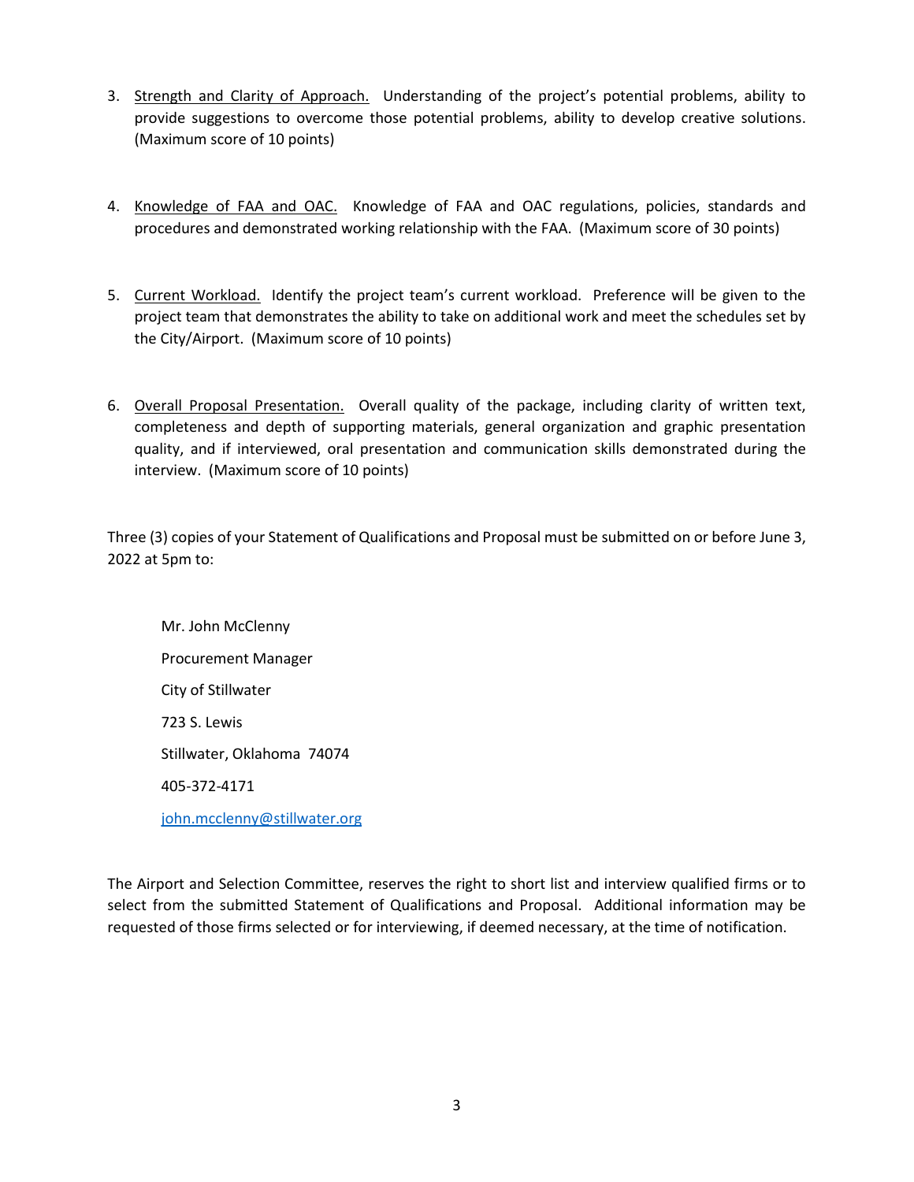3. <u>Strength and Clarity of Approach.</u> Understanding of the project's potential problems, ability to provide suggestions to overcome those potential problems, ability to develop creative solutions. (Maximum score of 10 points)

4. <u>Knowledge of FAA and OAC.</u> Knowledge of FAA and OAC regulations, policies, standards and procedures and demonstrated working relationship with the FAA. (Maximum score of 30 points)

5. <u>Current Workload.</u> Identify the project team's current workload. Preference will be given to the project team that demonstrates the ability to take on additional work and meet the schedules set by the City/Airport. (Maximum score of 10 points)

6. <u>Overall Proposal Presentation.</u> Overall quality of the package, including clarity of written text, completeness and depth of supporting materials, general organization and graphic presentation quality, and if interviewed, oral presentation and communication skills demonstrated during the interview. (Maximum score of 10 points)

Three (3) copies of your Statement of Qualifications and Proposal must be submitted on or before June 3, 2022 at 5pm to:

Mr. John McClenny
Procurement Manager
City of Stillwater
723 S. Lewis
Stillwater, Oklahoma 74074
405-372-4171
john.mcclenny@stillwater.org

The Airport and Selection Committee, reserves the right to short list and interview qualified firms or to select from the submitted Statement of Qualifications and Proposal. Additional information may be requested of those firms selected or for interviewing, if deemed necessary, at the time of notification.